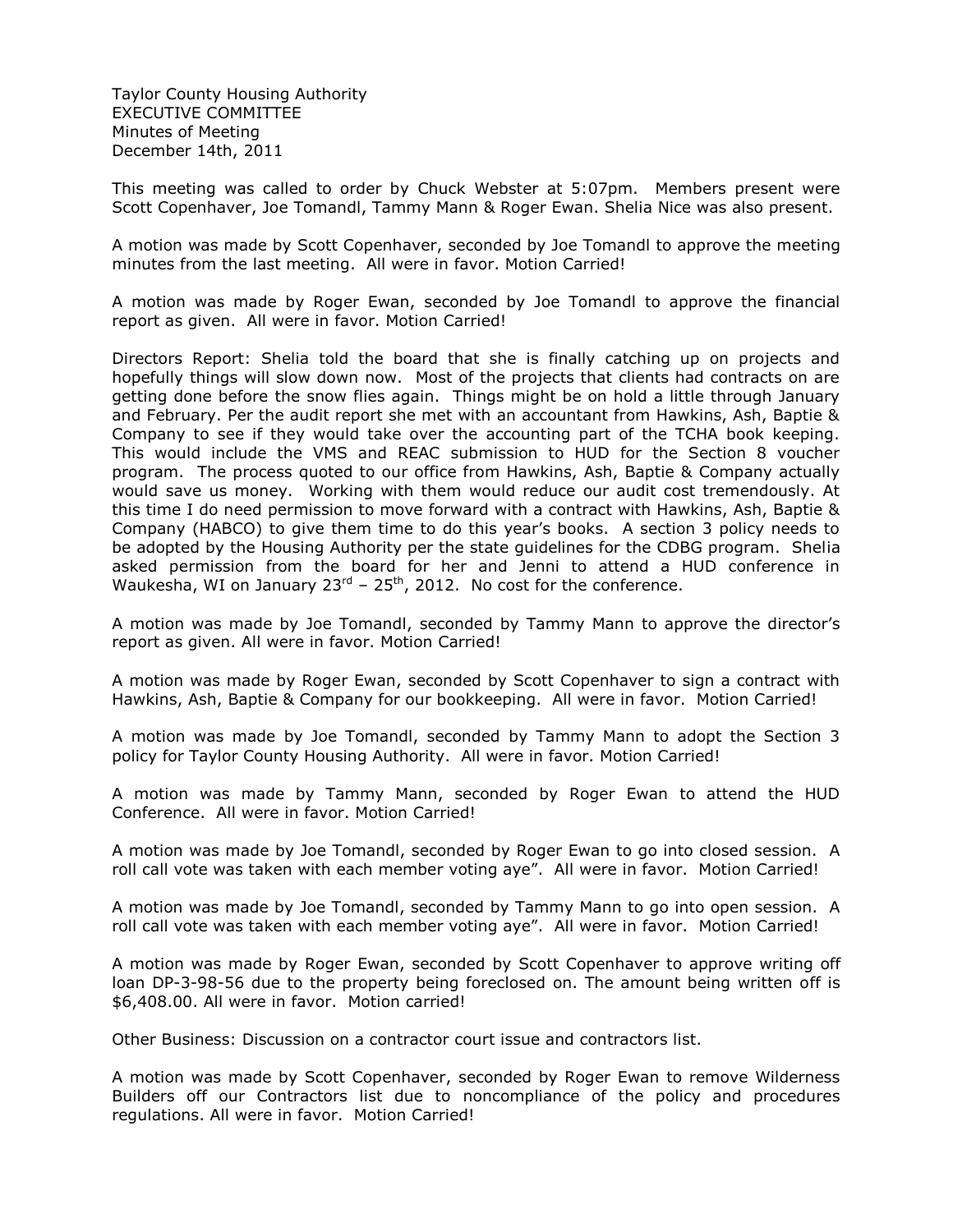Taylor County Housing Authority
EXECUTIVE COMMITTEE
Minutes of Meeting
December 14th, 2011

This meeting was called to order by Chuck Webster at 5:07pm. Members present were Scott Copenhaver, Joe Tomandl, Tammy Mann & Roger Ewan. Shelia Nice was also present.

A motion was made by Scott Copenhaver, seconded by Joe Tomandl to approve the meeting minutes from the last meeting. All were in favor. Motion Carried!

A motion was made by Roger Ewan, seconded by Joe Tomandl to approve the financial report as given. All were in favor. Motion Carried!

Directors Report: Shelia told the board that she is finally catching up on projects and hopefully things will slow down now. Most of the projects that clients had contracts on are getting done before the snow flies again. Things might be on hold a little through January and February. Per the audit report she met with an accountant from Hawkins, Ash, Baptie & Company to see if they would take over the accounting part of the TCHA book keeping. This would include the VMS and REAC submission to HUD for the Section 8 voucher program. The process quoted to our office from Hawkins, Ash, Baptie & Company actually would save us money. Working with them would reduce our audit cost tremendously. At this time I do need permission to move forward with a contract with Hawkins, Ash, Baptie & Company (HABCO) to give them time to do this year's books. A section 3 policy needs to be adopted by the Housing Authority per the state guidelines for the CDBG program. Shelia asked permission from the board for her and Jenni to attend a HUD conference in Waukesha, WI on January 23rd – 25th, 2012. No cost for the conference.

A motion was made by Joe Tomandl, seconded by Tammy Mann to approve the director's report as given. All were in favor. Motion Carried!

A motion was made by Roger Ewan, seconded by Scott Copenhaver to sign a contract with Hawkins, Ash, Baptie & Company for our bookkeeping. All were in favor. Motion Carried!

A motion was made by Joe Tomandl, seconded by Tammy Mann to adopt the Section 3 policy for Taylor County Housing Authority. All were in favor. Motion Carried!

A motion was made by Tammy Mann, seconded by Roger Ewan to attend the HUD Conference. All were in favor. Motion Carried!

A motion was made by Joe Tomandl, seconded by Roger Ewan to go into closed session. A roll call vote was taken with each member voting aye". All were in favor. Motion Carried!

A motion was made by Joe Tomandl, seconded by Tammy Mann to go into open session. A roll call vote was taken with each member voting aye". All were in favor. Motion Carried!

A motion was made by Roger Ewan, seconded by Scott Copenhaver to approve writing off loan DP-3-98-56 due to the property being foreclosed on. The amount being written off is $6,408.00. All were in favor. Motion carried!

Other Business: Discussion on a contractor court issue and contractors list.

A motion was made by Scott Copenhaver, seconded by Roger Ewan to remove Wilderness Builders off our Contractors list due to noncompliance of the policy and procedures regulations. All were in favor. Motion Carried!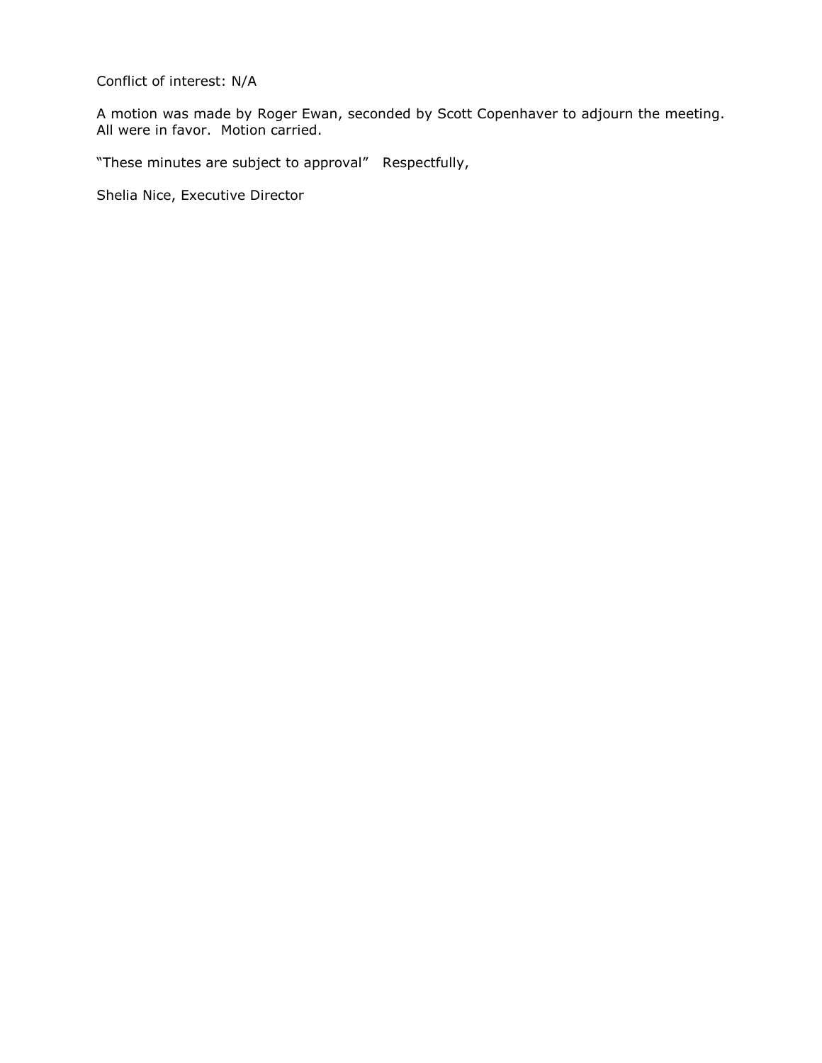Conflict of interest: N/A

A motion was made by Roger Ewan, seconded by Scott Copenhaver to adjourn the meeting. All were in favor. Motion carried.

"These minutes are subject to approval" Respectfully,

Shelia Nice, Executive Director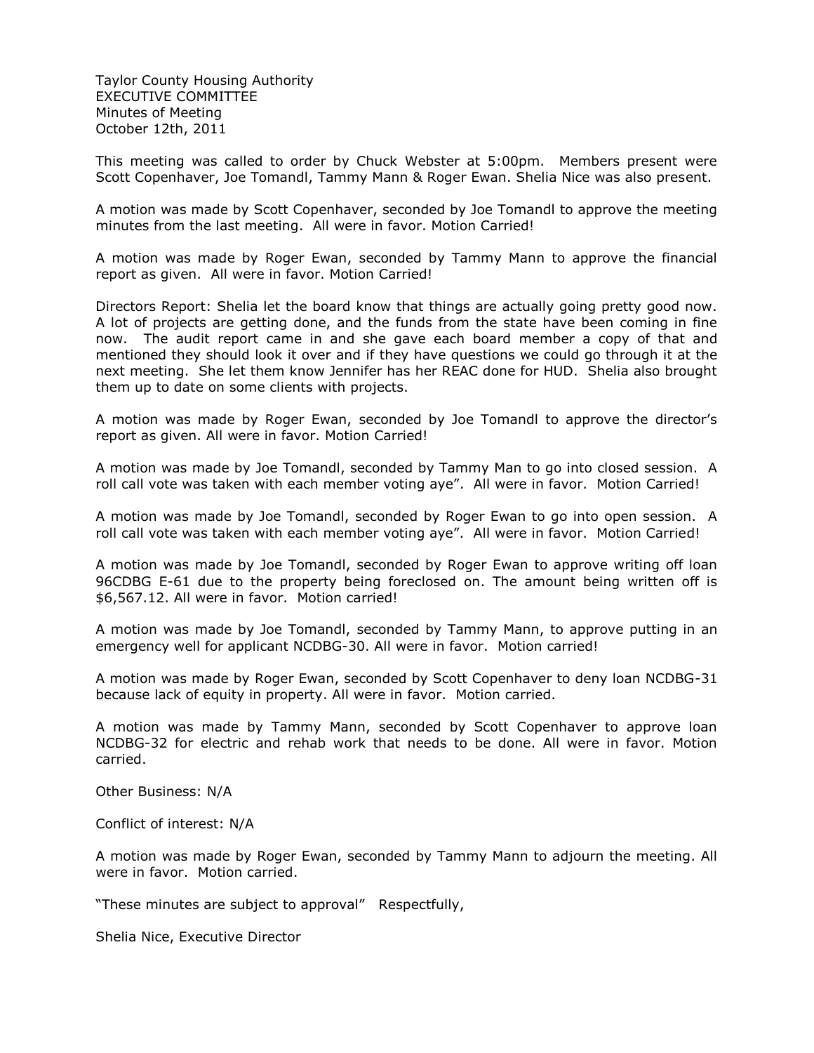Taylor County Housing Authority
EXECUTIVE COMMITTEE
Minutes of Meeting
October 12th, 2011

This meeting was called to order by Chuck Webster at 5:00pm. Members present were Scott Copenhaver, Joe Tomandl, Tammy Mann & Roger Ewan. Shelia Nice was also present.

A motion was made by Scott Copenhaver, seconded by Joe Tomandl to approve the meeting minutes from the last meeting. All were in favor. Motion Carried!

A motion was made by Roger Ewan, seconded by Tammy Mann to approve the financial report as given. All were in favor. Motion Carried!

Directors Report: Shelia let the board know that things are actually going pretty good now. A lot of projects are getting done, and the funds from the state have been coming in fine now. The audit report came in and she gave each board member a copy of that and mentioned they should look it over and if they have questions we could go through it at the next meeting. She let them know Jennifer has her REAC done for HUD. Shelia also brought them up to date on some clients with projects.

A motion was made by Roger Ewan, seconded by Joe Tomandl to approve the director's report as given. All were in favor. Motion Carried!

A motion was made by Joe Tomandl, seconded by Tammy Man to go into closed session. A roll call vote was taken with each member voting aye". All were in favor. Motion Carried!

A motion was made by Joe Tomandl, seconded by Roger Ewan to go into open session. A roll call vote was taken with each member voting aye". All were in favor. Motion Carried!

A motion was made by Joe Tomandl, seconded by Roger Ewan to approve writing off loan 96CDBG E-61 due to the property being foreclosed on. The amount being written off is $6,567.12. All were in favor. Motion carried!

A motion was made by Joe Tomandl, seconded by Tammy Mann, to approve putting in an emergency well for applicant NCDBG-30. All were in favor. Motion carried!

A motion was made by Roger Ewan, seconded by Scott Copenhaver to deny loan NCDBG-31 because lack of equity in property. All were in favor. Motion carried.

A motion was made by Tammy Mann, seconded by Scott Copenhaver to approve loan NCDBG-32 for electric and rehab work that needs to be done. All were in favor. Motion carried.

Other Business: N/A

Conflict of interest: N/A

A motion was made by Roger Ewan, seconded by Tammy Mann to adjourn the meeting. All were in favor. Motion carried.

"These minutes are subject to approval" Respectfully,

Shelia Nice, Executive Director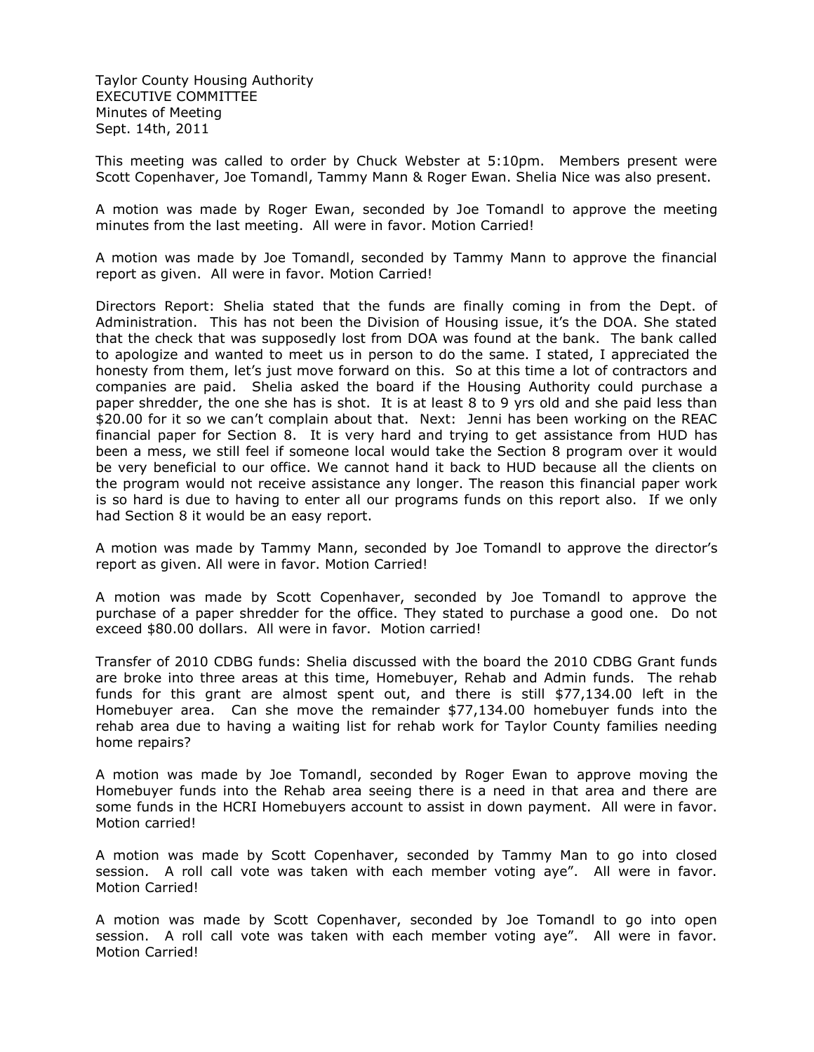Taylor County Housing Authority
EXECUTIVE COMMITTEE
Minutes of Meeting
Sept. 14th, 2011

This meeting was called to order by Chuck Webster at 5:10pm. Members present were Scott Copenhaver, Joe Tomandl, Tammy Mann & Roger Ewan. Shelia Nice was also present.

A motion was made by Roger Ewan, seconded by Joe Tomandl to approve the meeting minutes from the last meeting. All were in favor. Motion Carried!

A motion was made by Joe Tomandl, seconded by Tammy Mann to approve the financial report as given. All were in favor. Motion Carried!

Directors Report: Shelia stated that the funds are finally coming in from the Dept. of Administration. This has not been the Division of Housing issue, it's the DOA. She stated that the check that was supposedly lost from DOA was found at the bank. The bank called to apologize and wanted to meet us in person to do the same. I stated, I appreciated the honesty from them, let's just move forward on this. So at this time a lot of contractors and companies are paid. Shelia asked the board if the Housing Authority could purchase a paper shredder, the one she has is shot. It is at least 8 to 9 yrs old and she paid less than $20.00 for it so we can't complain about that. Next: Jenni has been working on the REAC financial paper for Section 8. It is very hard and trying to get assistance from HUD has been a mess, we still feel if someone local would take the Section 8 program over it would be very beneficial to our office. We cannot hand it back to HUD because all the clients on the program would not receive assistance any longer. The reason this financial paper work is so hard is due to having to enter all our programs funds on this report also. If we only had Section 8 it would be an easy report.

A motion was made by Tammy Mann, seconded by Joe Tomandl to approve the director's report as given. All were in favor. Motion Carried!

A motion was made by Scott Copenhaver, seconded by Joe Tomandl to approve the purchase of a paper shredder for the office. They stated to purchase a good one. Do not exceed $80.00 dollars. All were in favor. Motion carried!

Transfer of 2010 CDBG funds: Shelia discussed with the board the 2010 CDBG Grant funds are broke into three areas at this time, Homebuyer, Rehab and Admin funds. The rehab funds for this grant are almost spent out, and there is still $77,134.00 left in the Homebuyer area. Can she move the remainder $77,134.00 homebuyer funds into the rehab area due to having a waiting list for rehab work for Taylor County families needing home repairs?

A motion was made by Joe Tomandl, seconded by Roger Ewan to approve moving the Homebuyer funds into the Rehab area seeing there is a need in that area and there are some funds in the HCRI Homebuyers account to assist in down payment. All were in favor. Motion carried!

A motion was made by Scott Copenhaver, seconded by Tammy Man to go into closed session. A roll call vote was taken with each member voting aye". All were in favor. Motion Carried!

A motion was made by Scott Copenhaver, seconded by Joe Tomandl to go into open session. A roll call vote was taken with each member voting aye". All were in favor. Motion Carried!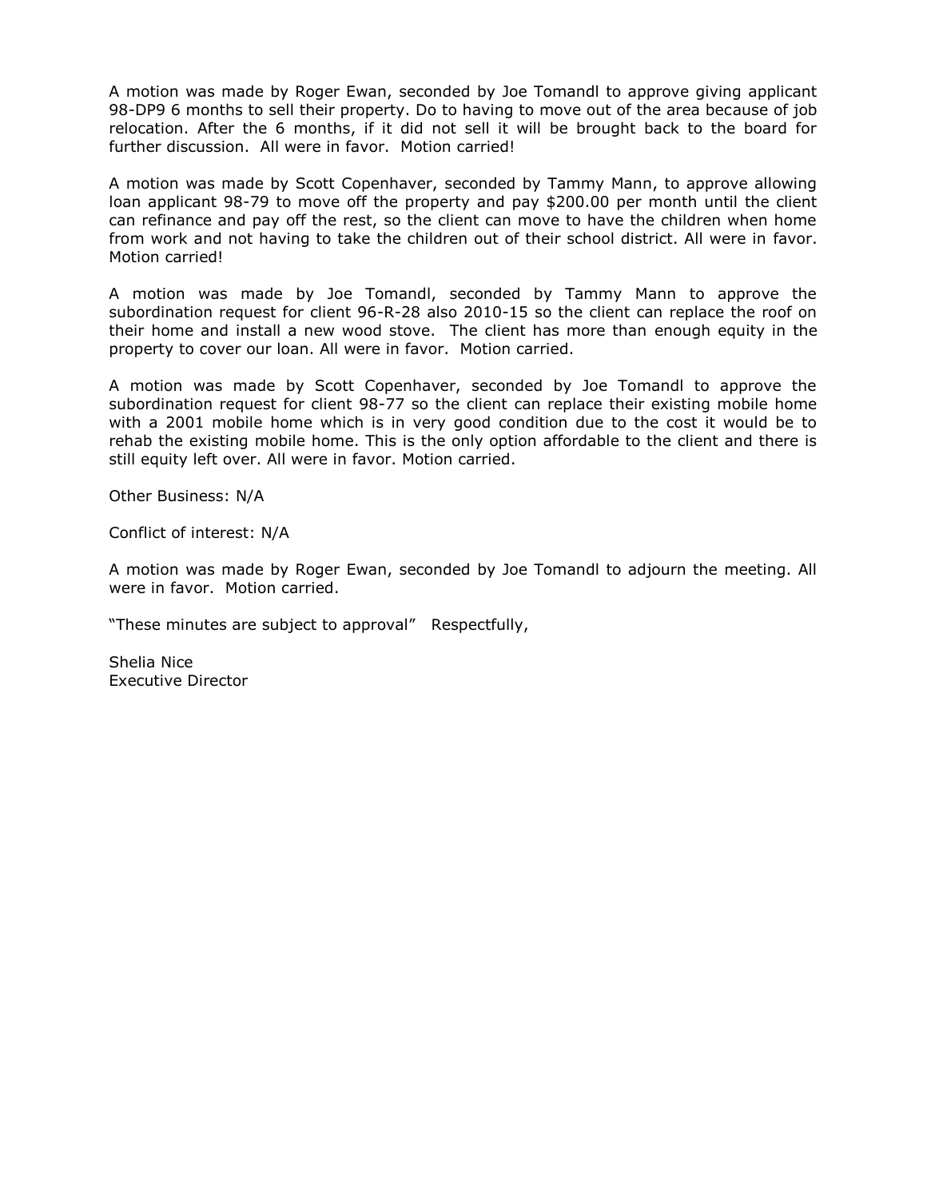A motion was made by Roger Ewan, seconded by Joe Tomandl to approve giving applicant 98-DP9 6 months to sell their property. Do to having to move out of the area because of job relocation. After the 6 months, if it did not sell it will be brought back to the board for further discussion. All were in favor. Motion carried!

A motion was made by Scott Copenhaver, seconded by Tammy Mann, to approve allowing loan applicant 98-79 to move off the property and pay $200.00 per month until the client can refinance and pay off the rest, so the client can move to have the children when home from work and not having to take the children out of their school district. All were in favor. Motion carried!

A motion was made by Joe Tomandl, seconded by Tammy Mann to approve the subordination request for client 96-R-28 also 2010-15 so the client can replace the roof on their home and install a new wood stove. The client has more than enough equity in the property to cover our loan. All were in favor. Motion carried.

A motion was made by Scott Copenhaver, seconded by Joe Tomandl to approve the subordination request for client 98-77 so the client can replace their existing mobile home with a 2001 mobile home which is in very good condition due to the cost it would be to rehab the existing mobile home. This is the only option affordable to the client and there is still equity left over. All were in favor. Motion carried.

Other Business: N/A

Conflict of interest: N/A

A motion was made by Roger Ewan, seconded by Joe Tomandl to adjourn the meeting. All were in favor. Motion carried.

"These minutes are subject to approval" Respectfully,

Shelia Nice  
Executive Director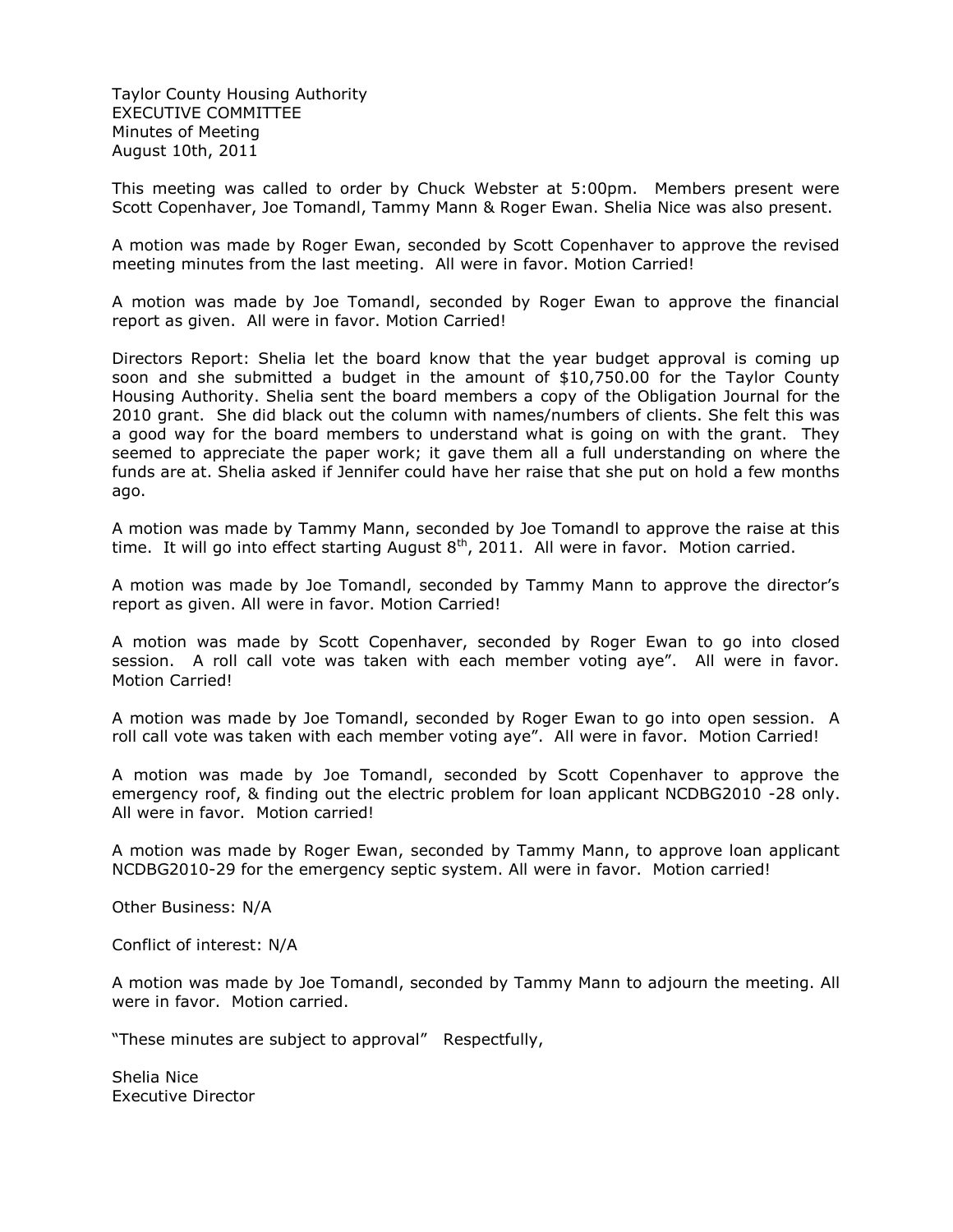Taylor County Housing Authority
EXECUTIVE COMMITTEE
Minutes of Meeting
August 10th, 2011

This meeting was called to order by Chuck Webster at 5:00pm. Members present were Scott Copenhaver, Joe Tomandl, Tammy Mann & Roger Ewan. Shelia Nice was also present.

A motion was made by Roger Ewan, seconded by Scott Copenhaver to approve the revised meeting minutes from the last meeting. All were in favor. Motion Carried!

A motion was made by Joe Tomandl, seconded by Roger Ewan to approve the financial report as given. All were in favor. Motion Carried!

Directors Report: Shelia let the board know that the year budget approval is coming up soon and she submitted a budget in the amount of $10,750.00 for the Taylor County Housing Authority. Shelia sent the board members a copy of the Obligation Journal for the 2010 grant. She did black out the column with names/numbers of clients. She felt this was a good way for the board members to understand what is going on with the grant. They seemed to appreciate the paper work; it gave them all a full understanding on where the funds are at. Shelia asked if Jennifer could have her raise that she put on hold a few months ago.

A motion was made by Tammy Mann, seconded by Joe Tomandl to approve the raise at this time. It will go into effect starting August 8th, 2011. All were in favor. Motion carried.

A motion was made by Joe Tomandl, seconded by Tammy Mann to approve the director's report as given. All were in favor. Motion Carried!

A motion was made by Scott Copenhaver, seconded by Roger Ewan to go into closed session. A roll call vote was taken with each member voting aye". All were in favor. Motion Carried!

A motion was made by Joe Tomandl, seconded by Roger Ewan to go into open session. A roll call vote was taken with each member voting aye". All were in favor. Motion Carried!

A motion was made by Joe Tomandl, seconded by Scott Copenhaver to approve the emergency roof, & finding out the electric problem for loan applicant NCDBG2010 -28 only. All were in favor. Motion carried!

A motion was made by Roger Ewan, seconded by Tammy Mann, to approve loan applicant NCDBG2010-29 for the emergency septic system. All were in favor. Motion carried!

Other Business: N/A

Conflict of interest: N/A

A motion was made by Joe Tomandl, seconded by Tammy Mann to adjourn the meeting. All were in favor. Motion carried.

"These minutes are subject to approval" Respectfully,

Shelia Nice
Executive Director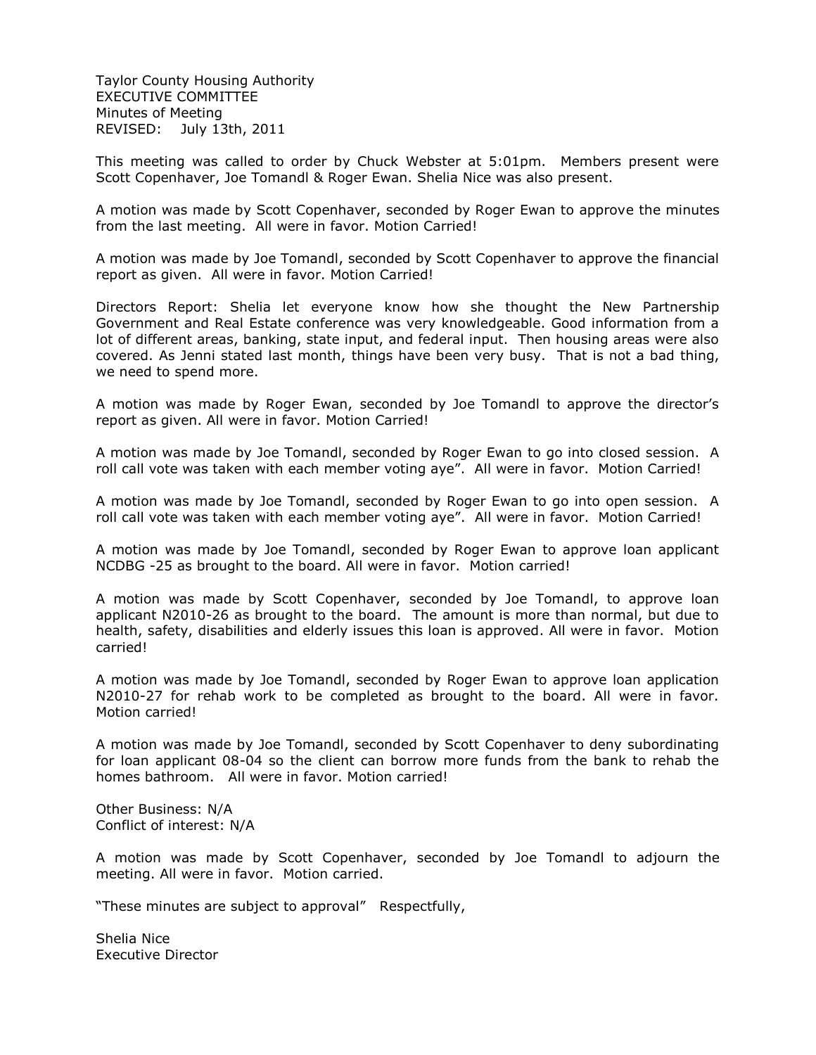Taylor County Housing Authority
EXECUTIVE COMMITTEE
Minutes of Meeting
REVISED: July 13th, 2011

This meeting was called to order by Chuck Webster at 5:01pm. Members present were Scott Copenhaver, Joe Tomandl & Roger Ewan. Shelia Nice was also present.

A motion was made by Scott Copenhaver, seconded by Roger Ewan to approve the minutes from the last meeting. All were in favor. Motion Carried!

A motion was made by Joe Tomandl, seconded by Scott Copenhaver to approve the financial report as given. All were in favor. Motion Carried!

Directors Report: Shelia let everyone know how she thought the New Partnership Government and Real Estate conference was very knowledgeable. Good information from a lot of different areas, banking, state input, and federal input. Then housing areas were also covered. As Jenni stated last month, things have been very busy. That is not a bad thing, we need to spend more.

A motion was made by Roger Ewan, seconded by Joe Tomandl to approve the director's report as given. All were in favor. Motion Carried!

A motion was made by Joe Tomandl, seconded by Roger Ewan to go into closed session. A roll call vote was taken with each member voting aye". All were in favor. Motion Carried!

A motion was made by Joe Tomandl, seconded by Roger Ewan to go into open session. A roll call vote was taken with each member voting aye". All were in favor. Motion Carried!

A motion was made by Joe Tomandl, seconded by Roger Ewan to approve loan applicant NCDBG -25 as brought to the board. All were in favor. Motion carried!

A motion was made by Scott Copenhaver, seconded by Joe Tomandl, to approve loan applicant N2010-26 as brought to the board. The amount is more than normal, but due to health, safety, disabilities and elderly issues this loan is approved. All were in favor. Motion carried!

A motion was made by Joe Tomandl, seconded by Roger Ewan to approve loan application N2010-27 for rehab work to be completed as brought to the board. All were in favor. Motion carried!

A motion was made by Joe Tomandl, seconded by Scott Copenhaver to deny subordinating for loan applicant 08-04 so the client can borrow more funds from the bank to rehab the homes bathroom. All were in favor. Motion carried!

Other Business: N/A
Conflict of interest: N/A

A motion was made by Scott Copenhaver, seconded by Joe Tomandl to adjourn the meeting. All were in favor. Motion carried.

"These minutes are subject to approval" Respectfully,

Shelia Nice
Executive Director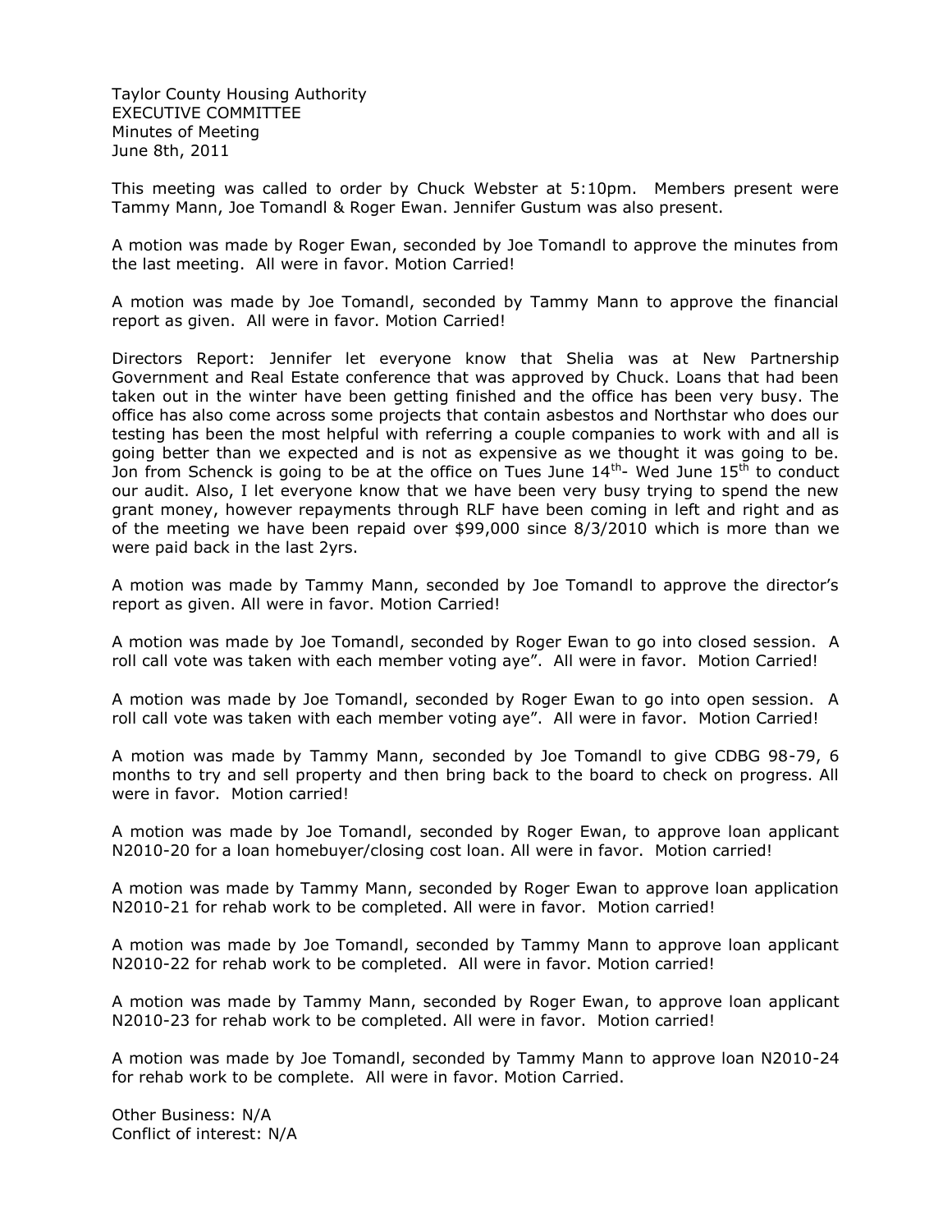Taylor County Housing Authority
EXECUTIVE COMMITTEE
Minutes of Meeting
June 8th, 2011

This meeting was called to order by Chuck Webster at 5:10pm. Members present were Tammy Mann, Joe Tomandl & Roger Ewan. Jennifer Gustum was also present.

A motion was made by Roger Ewan, seconded by Joe Tomandl to approve the minutes from the last meeting. All were in favor. Motion Carried!

A motion was made by Joe Tomandl, seconded by Tammy Mann to approve the financial report as given. All were in favor. Motion Carried!

Directors Report: Jennifer let everyone know that Shelia was at New Partnership Government and Real Estate conference that was approved by Chuck. Loans that had been taken out in the winter have been getting finished and the office has been very busy. The office has also come across some projects that contain asbestos and Northstar who does our testing has been the most helpful with referring a couple companies to work with and all is going better than we expected and is not as expensive as we thought it was going to be. Jon from Schenck is going to be at the office on Tues June 14th- Wed June 15th to conduct our audit. Also, I let everyone know that we have been very busy trying to spend the new grant money, however repayments through RLF have been coming in left and right and as of the meeting we have been repaid over $99,000 since 8/3/2010 which is more than we were paid back in the last 2yrs.

A motion was made by Tammy Mann, seconded by Joe Tomandl to approve the director's report as given. All were in favor. Motion Carried!

A motion was made by Joe Tomandl, seconded by Roger Ewan to go into closed session. A roll call vote was taken with each member voting aye". All were in favor. Motion Carried!

A motion was made by Joe Tomandl, seconded by Roger Ewan to go into open session. A roll call vote was taken with each member voting aye". All were in favor. Motion Carried!

A motion was made by Tammy Mann, seconded by Joe Tomandl to give CDBG 98-79, 6 months to try and sell property and then bring back to the board to check on progress. All were in favor. Motion carried!

A motion was made by Joe Tomandl, seconded by Roger Ewan, to approve loan applicant N2010-20 for a loan homebuyer/closing cost loan. All were in favor. Motion carried!

A motion was made by Tammy Mann, seconded by Roger Ewan to approve loan application N2010-21 for rehab work to be completed. All were in favor. Motion carried!

A motion was made by Joe Tomandl, seconded by Tammy Mann to approve loan applicant N2010-22 for rehab work to be completed. All were in favor. Motion carried!

A motion was made by Tammy Mann, seconded by Roger Ewan, to approve loan applicant N2010-23 for rehab work to be completed. All were in favor. Motion carried!

A motion was made by Joe Tomandl, seconded by Tammy Mann to approve loan N2010-24 for rehab work to be complete. All were in favor. Motion Carried.

Other Business: N/A
Conflict of interest: N/A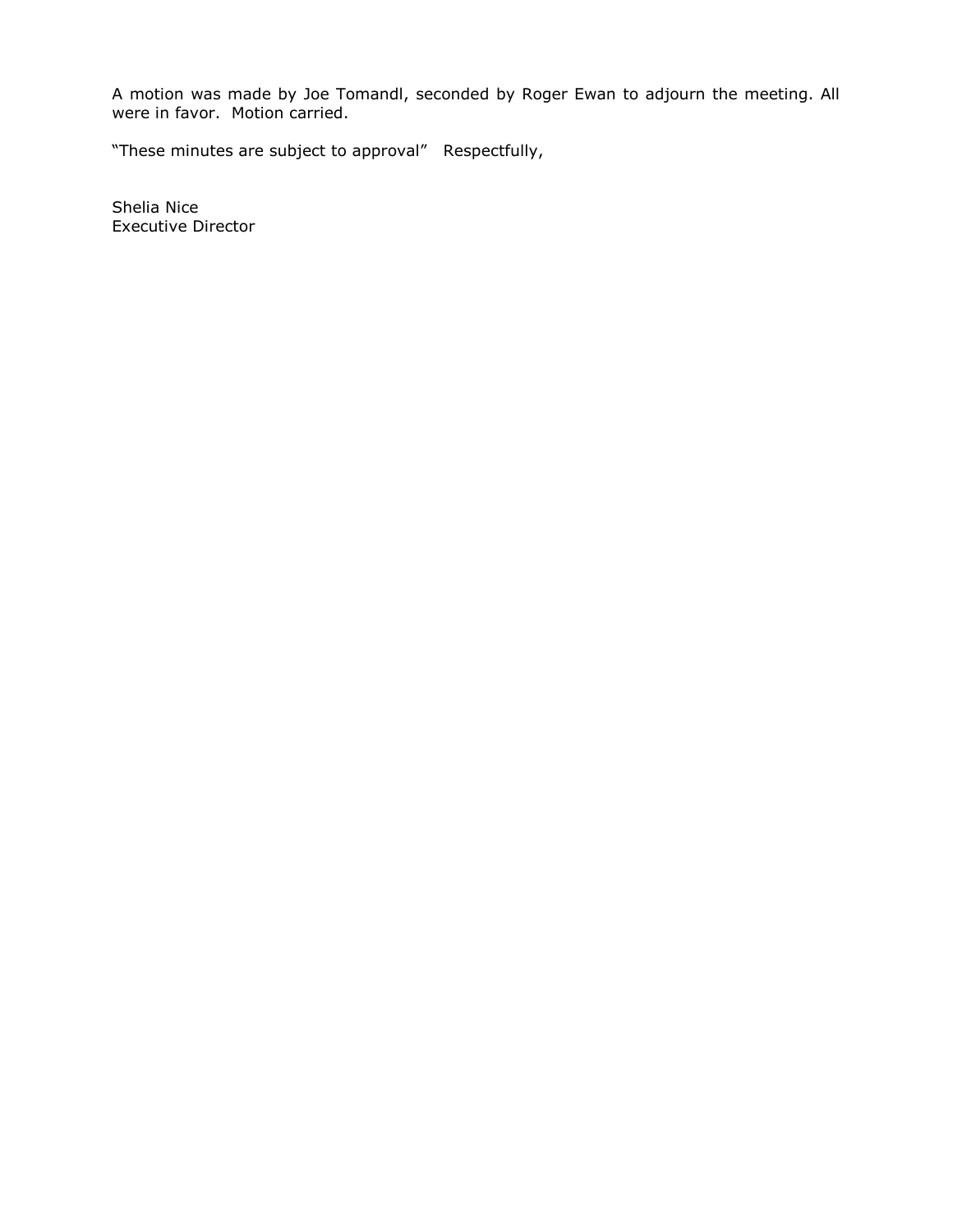A motion was made by Joe Tomandl, seconded by Roger Ewan to adjourn the meeting. All were in favor. Motion carried.

"These minutes are subject to approval" Respectfully,

Shelia Nice
Executive Director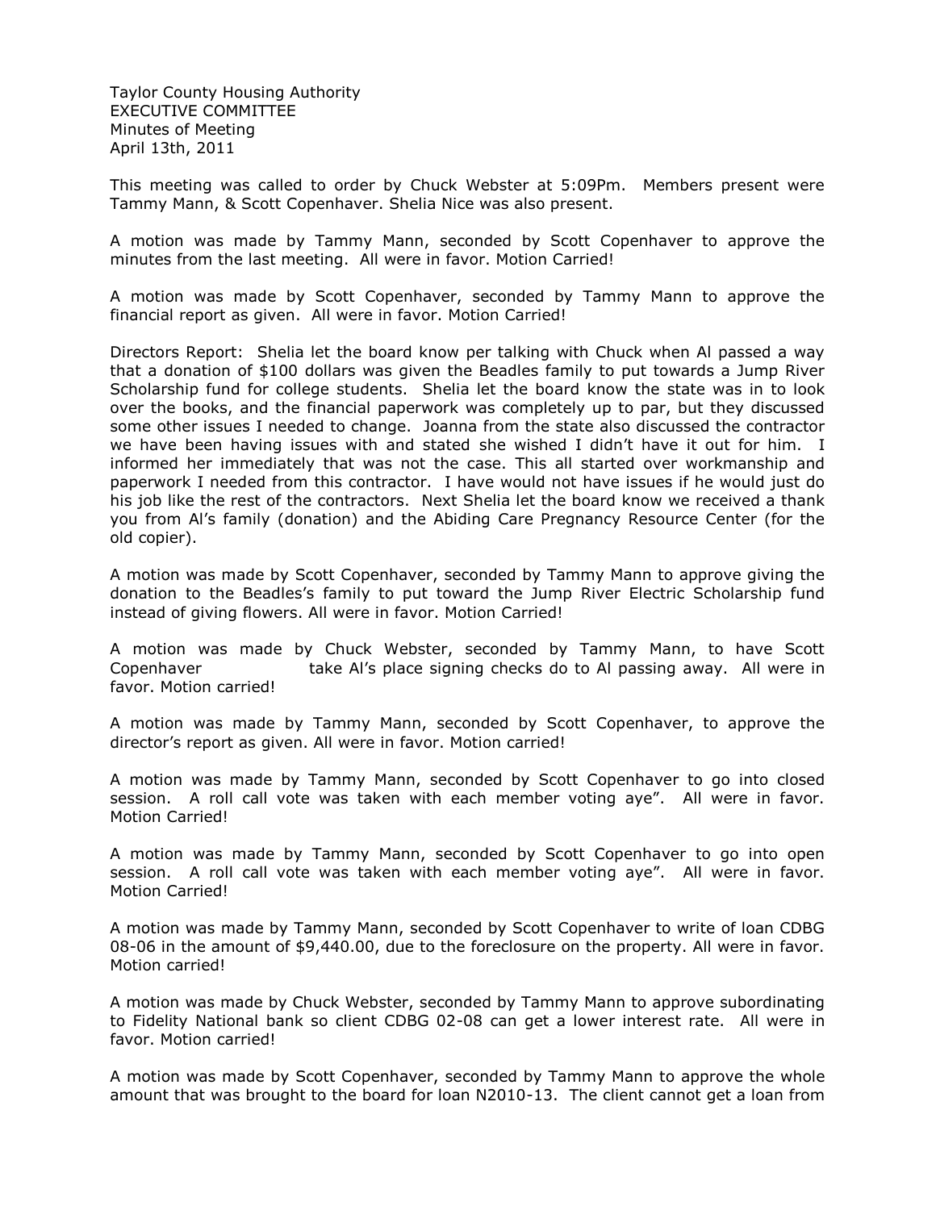Taylor County Housing Authority
EXECUTIVE COMMITTEE
Minutes of Meeting
April 13th, 2011

This meeting was called to order by Chuck Webster at 5:09Pm. Members present were Tammy Mann, & Scott Copenhaver. Shelia Nice was also present.

A motion was made by Tammy Mann, seconded by Scott Copenhaver to approve the minutes from the last meeting. All were in favor. Motion Carried!

A motion was made by Scott Copenhaver, seconded by Tammy Mann to approve the financial report as given. All were in favor. Motion Carried!

Directors Report: Shelia let the board know per talking with Chuck when Al passed a way that a donation of $100 dollars was given the Beadles family to put towards a Jump River Scholarship fund for college students. Shelia let the board know the state was in to look over the books, and the financial paperwork was completely up to par, but they discussed some other issues I needed to change. Joanna from the state also discussed the contractor we have been having issues with and stated she wished I didn't have it out for him. I informed her immediately that was not the case. This all started over workmanship and paperwork I needed from this contractor. I have would not have issues if he would just do his job like the rest of the contractors. Next Shelia let the board know we received a thank you from Al's family (donation) and the Abiding Care Pregnancy Resource Center (for the old copier).

A motion was made by Scott Copenhaver, seconded by Tammy Mann to approve giving the donation to the Beadles's family to put toward the Jump River Electric Scholarship fund instead of giving flowers. All were in favor. Motion Carried!

A motion was made by Chuck Webster, seconded by Tammy Mann, to have Scott Copenhaver take Al's place signing checks do to Al passing away. All were in favor. Motion carried!

A motion was made by Tammy Mann, seconded by Scott Copenhaver, to approve the director's report as given. All were in favor. Motion carried!

A motion was made by Tammy Mann, seconded by Scott Copenhaver to go into closed session. A roll call vote was taken with each member voting aye". All were in favor. Motion Carried!

A motion was made by Tammy Mann, seconded by Scott Copenhaver to go into open session. A roll call vote was taken with each member voting aye". All were in favor. Motion Carried!

A motion was made by Tammy Mann, seconded by Scott Copenhaver to write of loan CDBG 08-06 in the amount of $9,440.00, due to the foreclosure on the property. All were in favor. Motion carried!

A motion was made by Chuck Webster, seconded by Tammy Mann to approve subordinating to Fidelity National bank so client CDBG 02-08 can get a lower interest rate. All were in favor. Motion carried!

A motion was made by Scott Copenhaver, seconded by Tammy Mann to approve the whole amount that was brought to the board for loan N2010-13. The client cannot get a loan from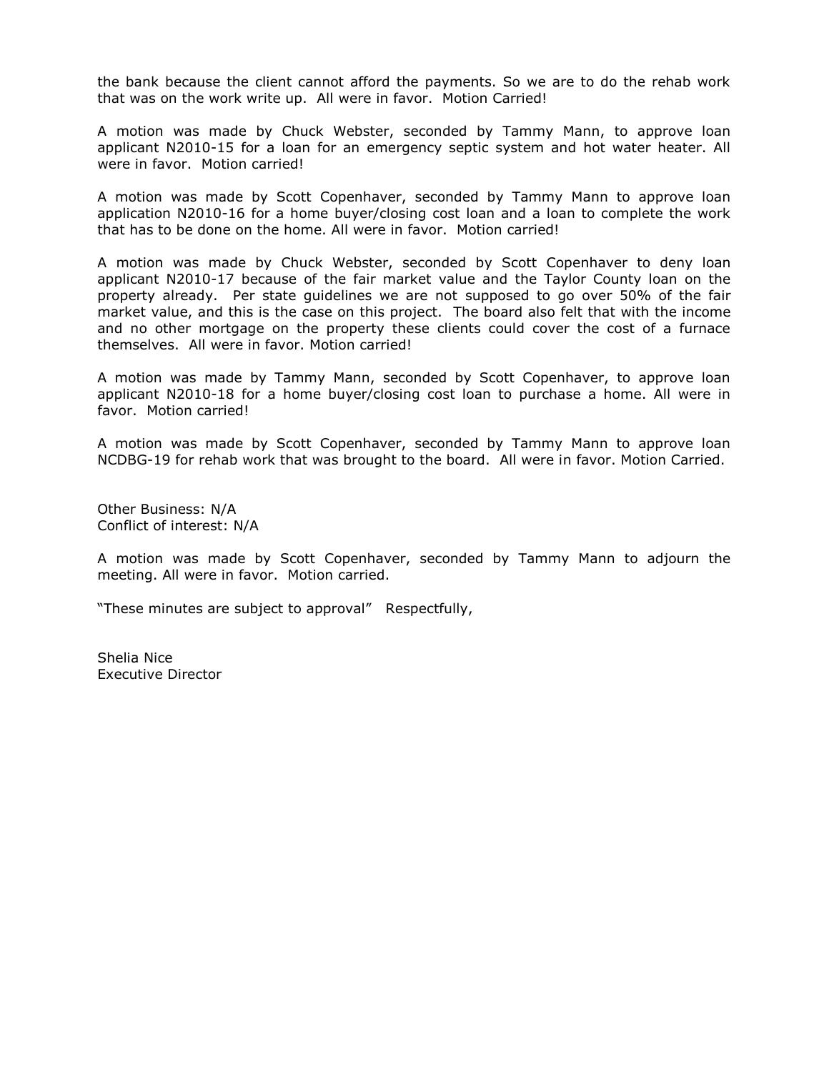the bank because the client cannot afford the payments. So we are to do the rehab work that was on the work write up. All were in favor. Motion Carried!

A motion was made by Chuck Webster, seconded by Tammy Mann, to approve loan applicant N2010-15 for a loan for an emergency septic system and hot water heater. All were in favor. Motion carried!

A motion was made by Scott Copenhaver, seconded by Tammy Mann to approve loan application N2010-16 for a home buyer/closing cost loan and a loan to complete the work that has to be done on the home. All were in favor. Motion carried!

A motion was made by Chuck Webster, seconded by Scott Copenhaver to deny loan applicant N2010-17 because of the fair market value and the Taylor County loan on the property already. Per state guidelines we are not supposed to go over 50% of the fair market value, and this is the case on this project. The board also felt that with the income and no other mortgage on the property these clients could cover the cost of a furnace themselves. All were in favor. Motion carried!

A motion was made by Tammy Mann, seconded by Scott Copenhaver, to approve loan applicant N2010-18 for a home buyer/closing cost loan to purchase a home. All were in favor. Motion carried!

A motion was made by Scott Copenhaver, seconded by Tammy Mann to approve loan NCDBG-19 for rehab work that was brought to the board. All were in favor. Motion Carried.

Other Business: N/A
Conflict of interest: N/A

A motion was made by Scott Copenhaver, seconded by Tammy Mann to adjourn the meeting. All were in favor. Motion carried.

"These minutes are subject to approval" Respectfully,

Shelia Nice
Executive Director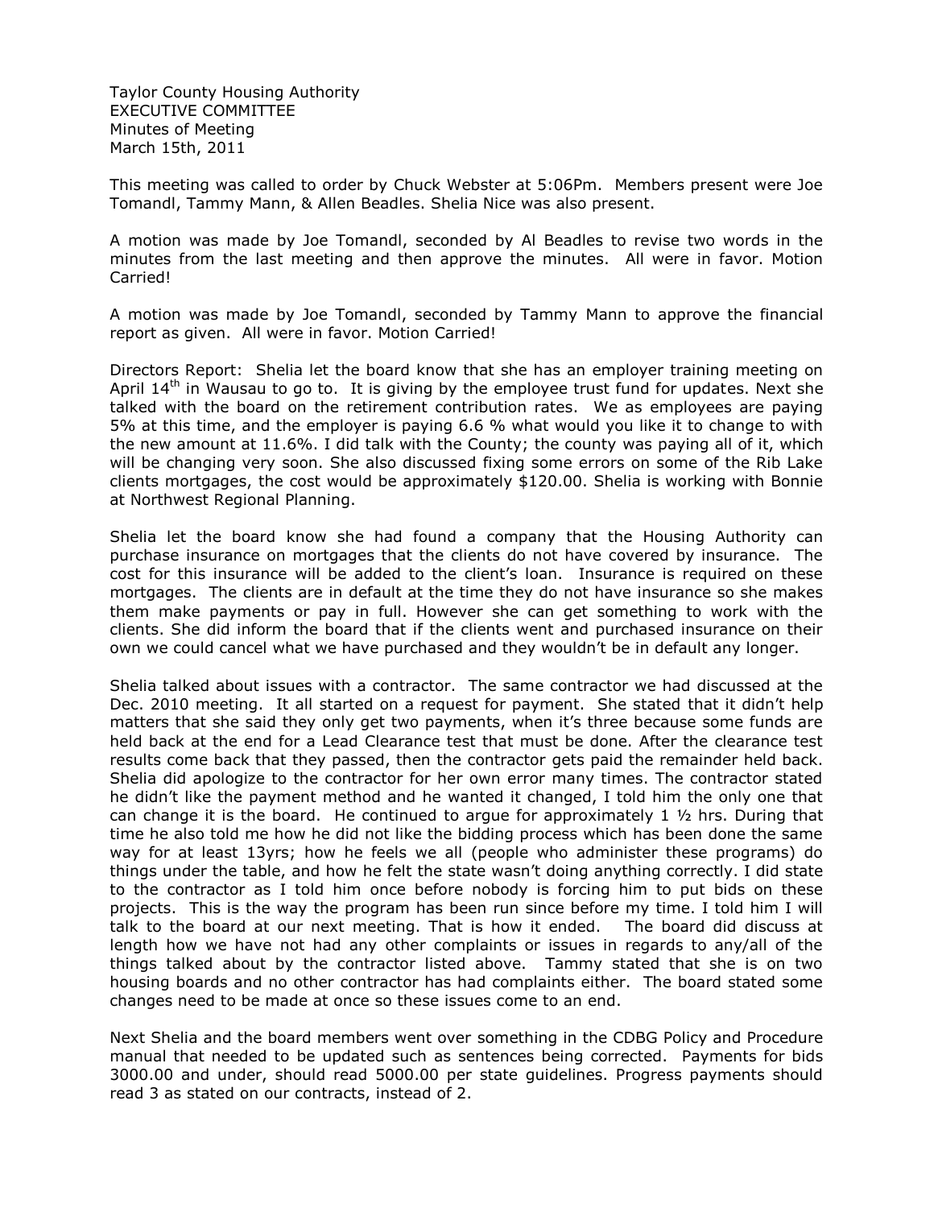Taylor County Housing Authority
EXECUTIVE COMMITTEE
Minutes of Meeting
March 15th, 2011

This meeting was called to order by Chuck Webster at 5:06Pm. Members present were Joe Tomandl, Tammy Mann, & Allen Beadles. Shelia Nice was also present.

A motion was made by Joe Tomandl, seconded by Al Beadles to revise two words in the minutes from the last meeting and then approve the minutes. All were in favor. Motion Carried!

A motion was made by Joe Tomandl, seconded by Tammy Mann to approve the financial report as given. All were in favor. Motion Carried!

Directors Report: Shelia let the board know that she has an employer training meeting on April 14th in Wausau to go to. It is giving by the employee trust fund for updates. Next she talked with the board on the retirement contribution rates. We as employees are paying 5% at this time, and the employer is paying 6.6 % what would you like it to change to with the new amount at 11.6%. I did talk with the County; the county was paying all of it, which will be changing very soon. She also discussed fixing some errors on some of the Rib Lake clients mortgages, the cost would be approximately $120.00. Shelia is working with Bonnie at Northwest Regional Planning.

Shelia let the board know she had found a company that the Housing Authority can purchase insurance on mortgages that the clients do not have covered by insurance. The cost for this insurance will be added to the client's loan. Insurance is required on these mortgages. The clients are in default at the time they do not have insurance so she makes them make payments or pay in full. However she can get something to work with the clients. She did inform the board that if the clients went and purchased insurance on their own we could cancel what we have purchased and they wouldn't be in default any longer.

Shelia talked about issues with a contractor. The same contractor we had discussed at the Dec. 2010 meeting. It all started on a request for payment. She stated that it didn't help matters that she said they only get two payments, when it's three because some funds are held back at the end for a Lead Clearance test that must be done. After the clearance test results come back that they passed, then the contractor gets paid the remainder held back. Shelia did apologize to the contractor for her own error many times. The contractor stated he didn't like the payment method and he wanted it changed, I told him the only one that can change it is the board. He continued to argue for approximately 1 ½ hrs. During that time he also told me how he did not like the bidding process which has been done the same way for at least 13yrs; how he feels we all (people who administer these programs) do things under the table, and how he felt the state wasn't doing anything correctly. I did state to the contractor as I told him once before nobody is forcing him to put bids on these projects. This is the way the program has been run since before my time. I told him I will talk to the board at our next meeting. That is how it ended. The board did discuss at length how we have not had any other complaints or issues in regards to any/all of the things talked about by the contractor listed above. Tammy stated that she is on two housing boards and no other contractor has had complaints either. The board stated some changes need to be made at once so these issues come to an end.

Next Shelia and the board members went over something in the CDBG Policy and Procedure manual that needed to be updated such as sentences being corrected. Payments for bids 3000.00 and under, should read 5000.00 per state guidelines. Progress payments should read 3 as stated on our contracts, instead of 2.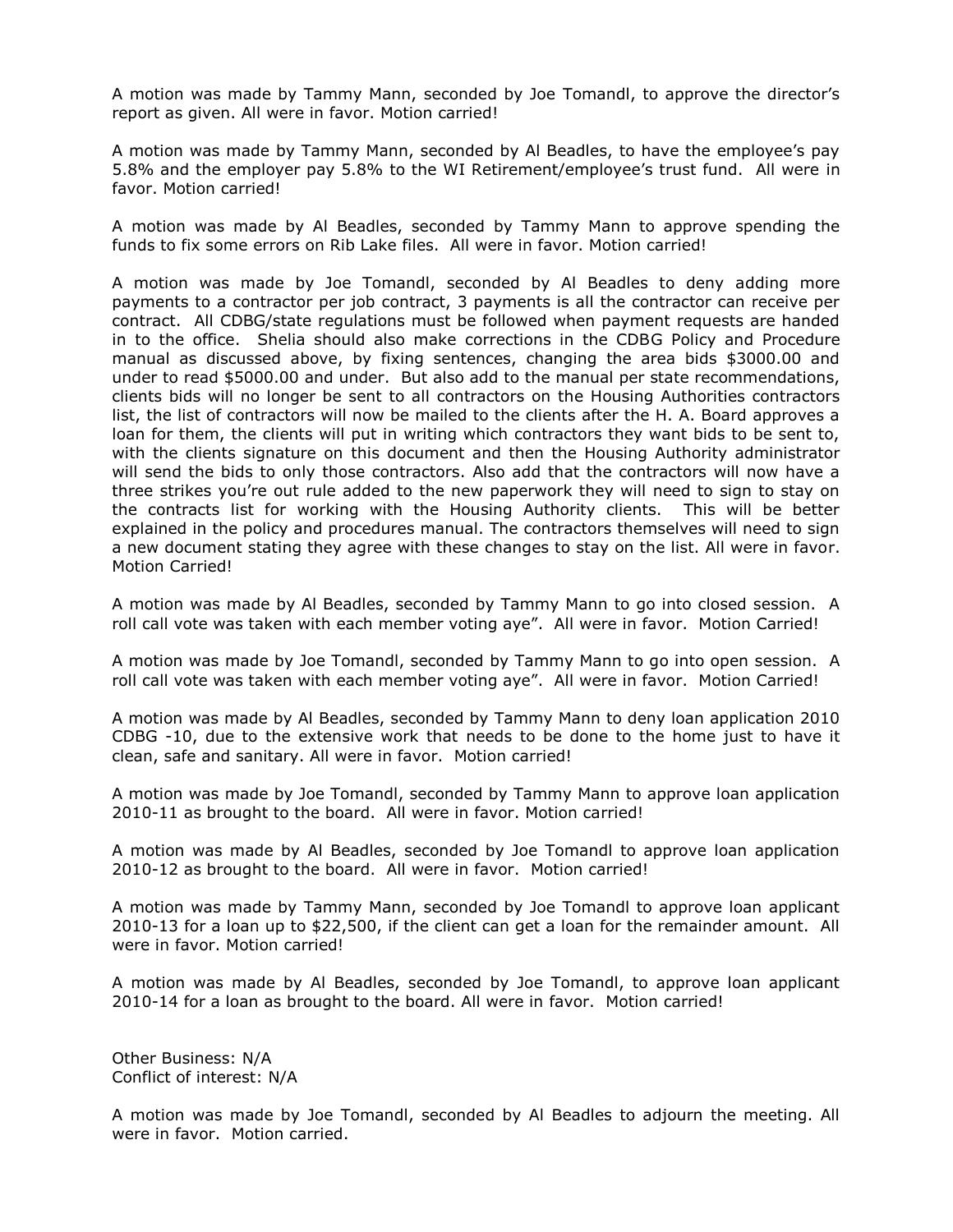A motion was made by Tammy Mann, seconded by Joe Tomandl, to approve the director's report as given. All were in favor. Motion carried!

A motion was made by Tammy Mann, seconded by Al Beadles, to have the employee's pay 5.8% and the employer pay 5.8% to the WI Retirement/employee's trust fund. All were in favor. Motion carried!

A motion was made by Al Beadles, seconded by Tammy Mann to approve spending the funds to fix some errors on Rib Lake files. All were in favor. Motion carried!

A motion was made by Joe Tomandl, seconded by Al Beadles to deny adding more payments to a contractor per job contract, 3 payments is all the contractor can receive per contract. All CDBG/state regulations must be followed when payment requests are handed in to the office. Shelia should also make corrections in the CDBG Policy and Procedure manual as discussed above, by fixing sentences, changing the area bids $3000.00 and under to read $5000.00 and under. But also add to the manual per state recommendations, clients bids will no longer be sent to all contractors on the Housing Authorities contractors list, the list of contractors will now be mailed to the clients after the H. A. Board approves a loan for them, the clients will put in writing which contractors they want bids to be sent to, with the clients signature on this document and then the Housing Authority administrator will send the bids to only those contractors. Also add that the contractors will now have a three strikes you're out rule added to the new paperwork they will need to sign to stay on the contracts list for working with the Housing Authority clients. This will be better explained in the policy and procedures manual. The contractors themselves will need to sign a new document stating they agree with these changes to stay on the list. All were in favor. Motion Carried!

A motion was made by Al Beadles, seconded by Tammy Mann to go into closed session. A roll call vote was taken with each member voting aye". All were in favor. Motion Carried!

A motion was made by Joe Tomandl, seconded by Tammy Mann to go into open session. A roll call vote was taken with each member voting aye". All were in favor. Motion Carried!

A motion was made by Al Beadles, seconded by Tammy Mann to deny loan application 2010 CDBG -10, due to the extensive work that needs to be done to the home just to have it clean, safe and sanitary. All were in favor. Motion carried!

A motion was made by Joe Tomandl, seconded by Tammy Mann to approve loan application 2010-11 as brought to the board. All were in favor. Motion carried!

A motion was made by Al Beadles, seconded by Joe Tomandl to approve loan application 2010-12 as brought to the board. All were in favor. Motion carried!

A motion was made by Tammy Mann, seconded by Joe Tomandl to approve loan applicant 2010-13 for a loan up to $22,500, if the client can get a loan for the remainder amount. All were in favor. Motion carried!

A motion was made by Al Beadles, seconded by Joe Tomandl, to approve loan applicant 2010-14 for a loan as brought to the board. All were in favor. Motion carried!

Other Business: N/A
Conflict of interest: N/A

A motion was made by Joe Tomandl, seconded by Al Beadles to adjourn the meeting. All were in favor. Motion carried.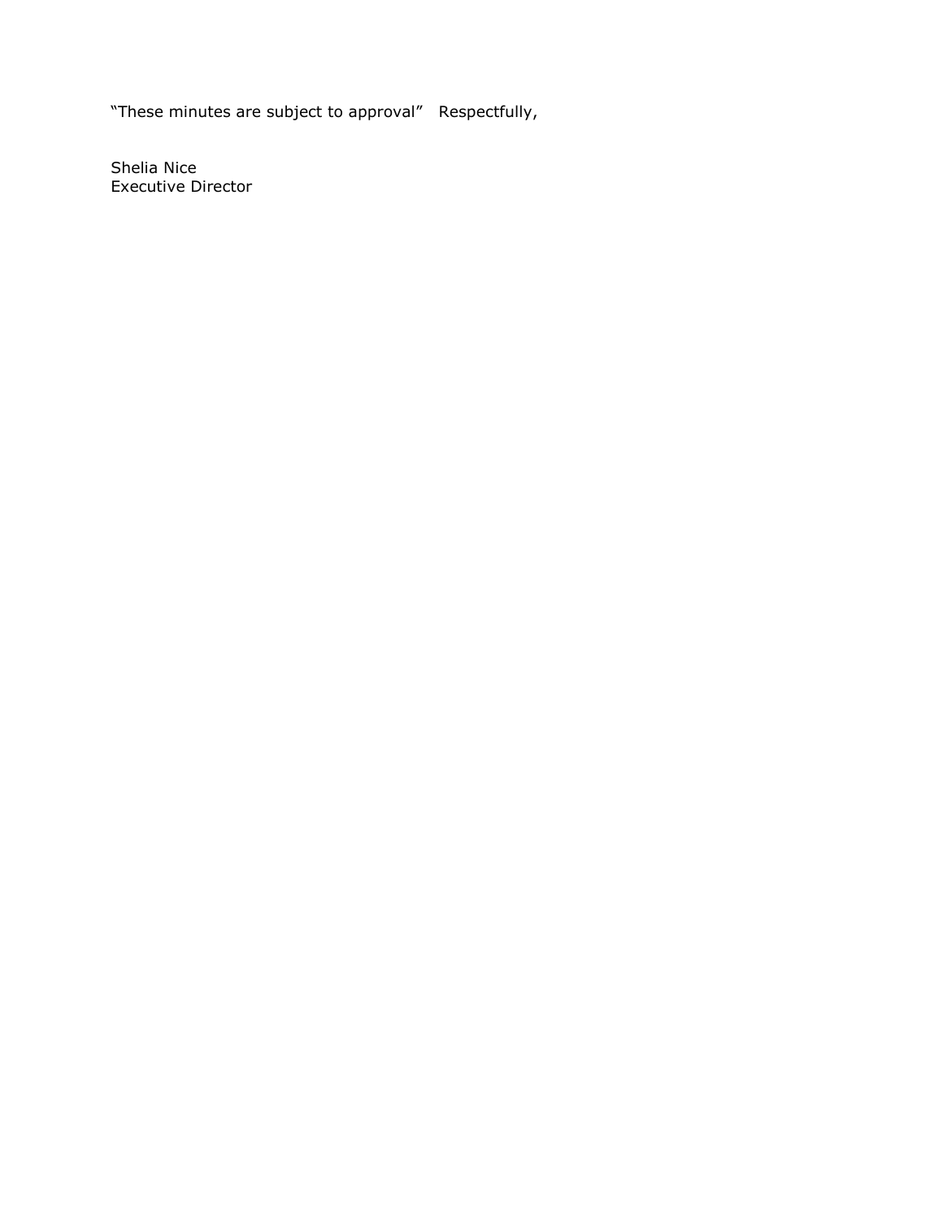"These minutes are subject to approval"   Respectfully,

Shelia Nice
Executive Director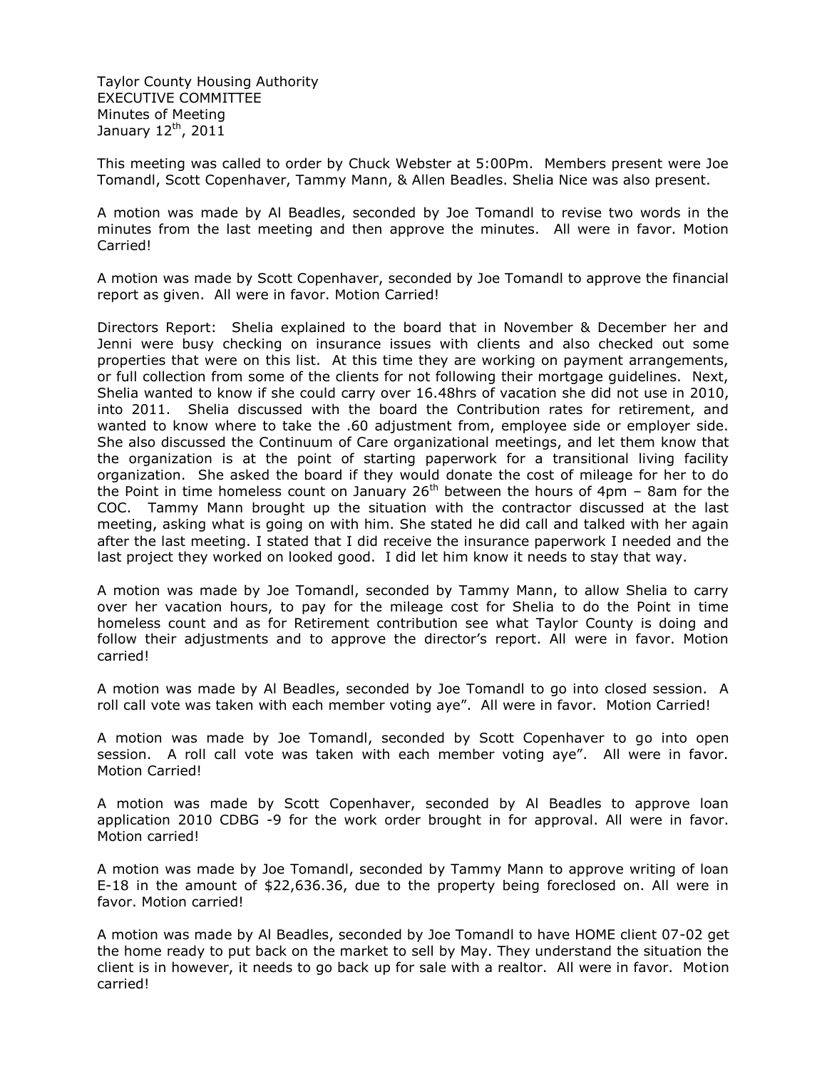Taylor County Housing Authority
EXECUTIVE COMMITTEE
Minutes of Meeting
January 12th, 2011

This meeting was called to order by Chuck Webster at 5:00Pm. Members present were Joe Tomandl, Scott Copenhaver, Tammy Mann, & Allen Beadles. Shelia Nice was also present.

A motion was made by Al Beadles, seconded by Joe Tomandl to revise two words in the minutes from the last meeting and then approve the minutes. All were in favor. Motion Carried!

A motion was made by Scott Copenhaver, seconded by Joe Tomandl to approve the financial report as given. All were in favor. Motion Carried!

Directors Report: Shelia explained to the board that in November & December her and Jenni were busy checking on insurance issues with clients and also checked out some properties that were on this list. At this time they are working on payment arrangements, or full collection from some of the clients for not following their mortgage guidelines. Next, Shelia wanted to know if she could carry over 16.48hrs of vacation she did not use in 2010, into 2011. Shelia discussed with the board the Contribution rates for retirement, and wanted to know where to take the .60 adjustment from, employee side or employer side. She also discussed the Continuum of Care organizational meetings, and let them know that the organization is at the point of starting paperwork for a transitional living facility organization. She asked the board if they would donate the cost of mileage for her to do the Point in time homeless count on January 26th between the hours of 4pm – 8am for the COC. Tammy Mann brought up the situation with the contractor discussed at the last meeting, asking what is going on with him. She stated he did call and talked with her again after the last meeting. I stated that I did receive the insurance paperwork I needed and the last project they worked on looked good. I did let him know it needs to stay that way.

A motion was made by Joe Tomandl, seconded by Tammy Mann, to allow Shelia to carry over her vacation hours, to pay for the mileage cost for Shelia to do the Point in time homeless count and as for Retirement contribution see what Taylor County is doing and follow their adjustments and to approve the director's report. All were in favor. Motion carried!

A motion was made by Al Beadles, seconded by Joe Tomandl to go into closed session. A roll call vote was taken with each member voting aye". All were in favor. Motion Carried!

A motion was made by Joe Tomandl, seconded by Scott Copenhaver to go into open session. A roll call vote was taken with each member voting aye". All were in favor. Motion Carried!

A motion was made by Scott Copenhaver, seconded by Al Beadles to approve loan application 2010 CDBG -9 for the work order brought in for approval. All were in favor. Motion carried!

A motion was made by Joe Tomandl, seconded by Tammy Mann to approve writing of loan E-18 in the amount of $22,636.36, due to the property being foreclosed on. All were in favor. Motion carried!

A motion was made by Al Beadles, seconded by Joe Tomandl to have HOME client 07-02 get the home ready to put back on the market to sell by May. They understand the situation the client is in however, it needs to go back up for sale with a realtor. All were in favor. Motion carried!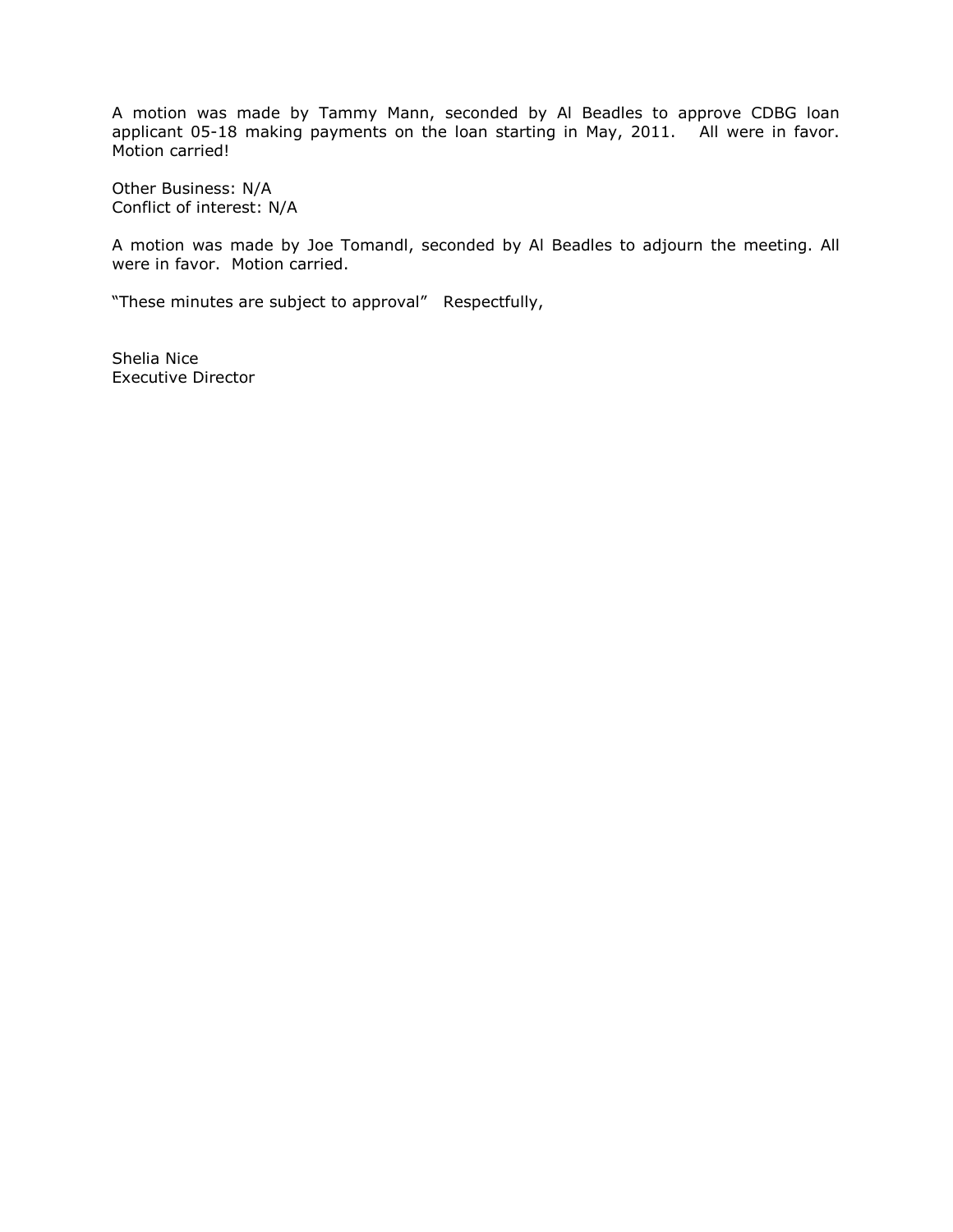A motion was made by Tammy Mann, seconded by Al Beadles to approve CDBG loan applicant 05-18 making payments on the loan starting in May, 2011. All were in favor. Motion carried!

Other Business: N/A
Conflict of interest: N/A

A motion was made by Joe Tomandl, seconded by Al Beadles to adjourn the meeting. All were in favor. Motion carried.

"These minutes are subject to approval" Respectfully,

Shelia Nice
Executive Director